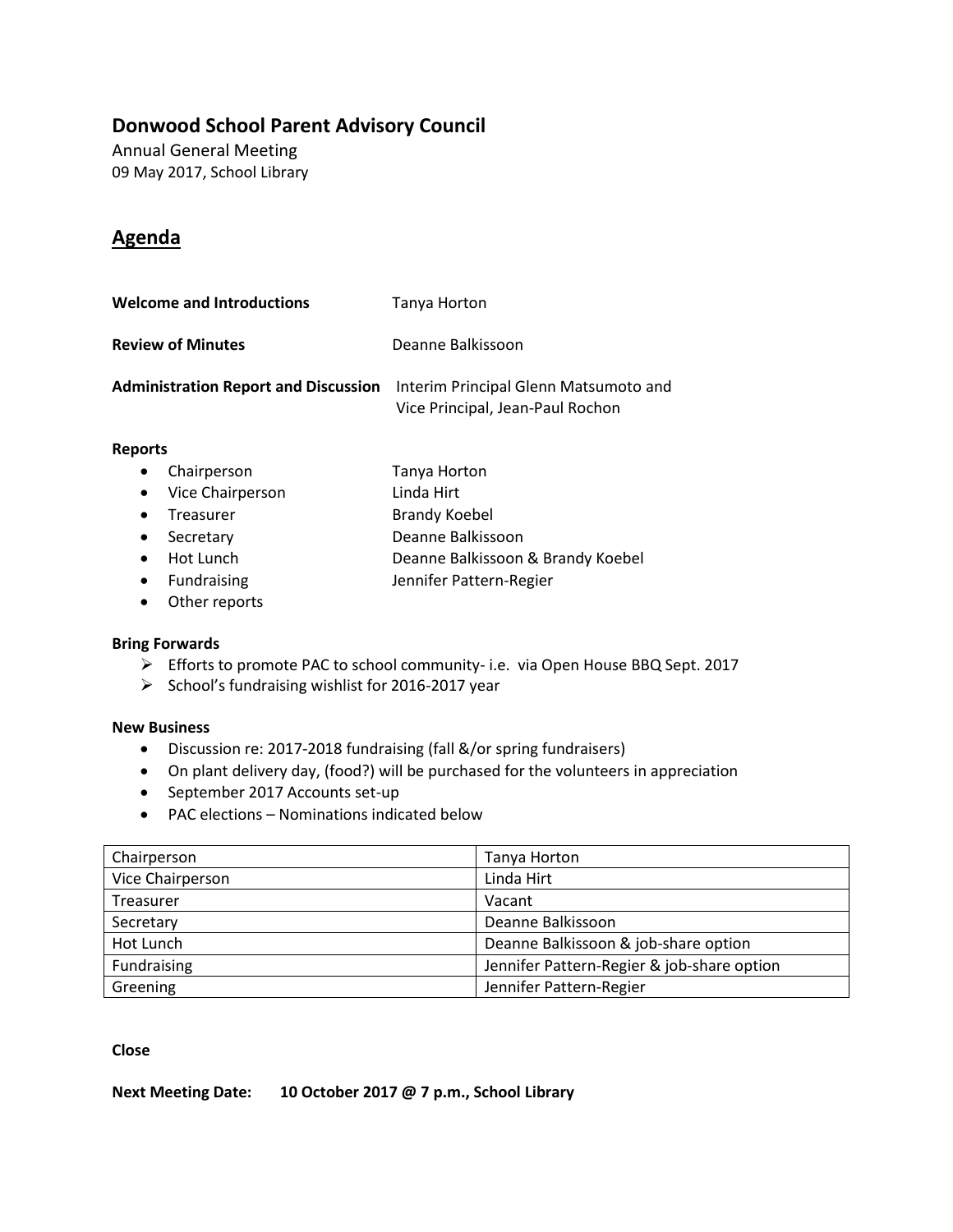## Donwood School Parent Advisory Council

Annual General Meeting
09 May 2017, School Library

# Agenda

**Welcome and Introductions** Tanya Horton

**Review of Minutes** Deanne Balkissoon

**Administration Report and Discussion** Interim Principal Glenn Matsumoto and Vice Principal, Jean-Paul Rochon

**Reports**

- Chairperson — Tanya Horton
- Vice Chairperson — Linda Hirt
- Treasurer — Brandy Koebel
- Secretary — Deanne Balkissoon
- Hot Lunch — Deanne Balkissoon & Brandy Koebel
- Fundraising — Jennifer Pattern-Regier
- Other reports

**Bring Forwards**

- Efforts to promote PAC to school community- i.e. via Open House BBQ Sept. 2017
- School's fundraising wishlist for 2016-2017 year

**New Business**

- Discussion re: 2017-2018 fundraising (fall &/or spring fundraisers)
- On plant delivery day, (food?) will be purchased for the volunteers in appreciation
- September 2017 Accounts set-up
- PAC elections – Nominations indicated below

| | |
|---|---|
| Chairperson | Tanya Horton |
| Vice Chairperson | Linda Hirt |
| Treasurer | Vacant |
| Secretary | Deanne Balkissoon |
| Hot Lunch | Deanne Balkissoon & job-share option |
| Fundraising | Jennifer Pattern-Regier & job-share option |
| Greening | Jennifer Pattern-Regier |

**Close**

**Next Meeting Date: 10 October 2017 @ 7 p.m., School Library**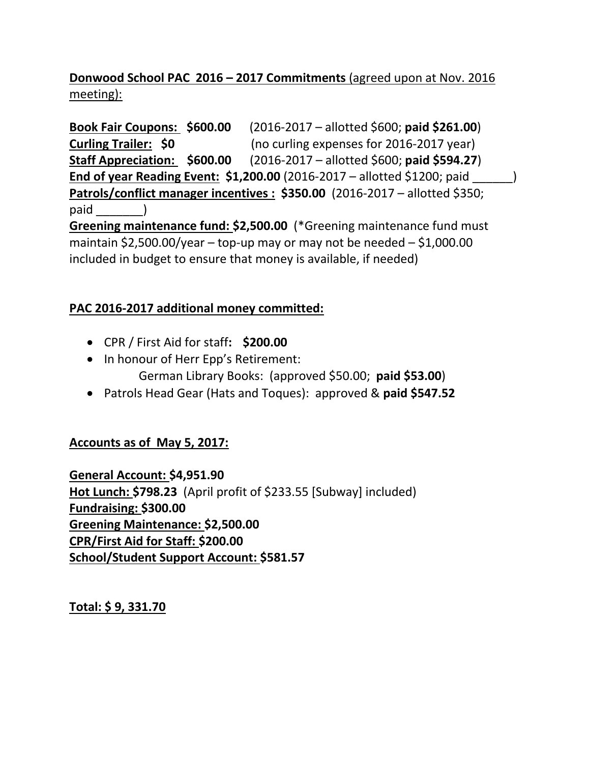**Donwood School PAC 2016 – 2017 Commitments** (agreed upon at Nov. 2016 meeting):

**Book Fair Coupons: $600.00** (2016-2017 – allotted $600; **paid $261.00**)
**Curling Trailer: $0** (no curling expenses for 2016-2017 year)
**Staff Appreciation: $600.00** (2016-2017 – allotted $600; **paid $594.27**)
**End of year Reading Event: $1,200.00** (2016-2017 – allotted $1200; paid ______)
**Patrols/conflict manager incentives : $350.00** (2016-2017 – allotted $350; paid _______)
**Greening maintenance fund: $2,500.00** (*Greening maintenance fund must maintain $2,500.00/year – top-up may or may not be needed – $1,000.00 included in budget to ensure that money is available, if needed)

**PAC 2016-2017 additional money committed:**

- CPR / First Aid for staff**: $200.00**
- In honour of Herr Epp's Retirement:
  German Library Books: (approved $50.00; **paid $53.00**)
- Patrols Head Gear (Hats and Toques): approved & **paid $547.52**

**Accounts as of May 5, 2017:**

**General Account: $4,951.90**
**Hot Lunch: $798.23** (April profit of $233.55 [Subway] included)
**Fundraising: $300.00**
**Greening Maintenance: $2,500.00**
**CPR/First Aid for Staff: $200.00**
**School/Student Support Account: $581.57**

**Total: $ 9, 331.70**